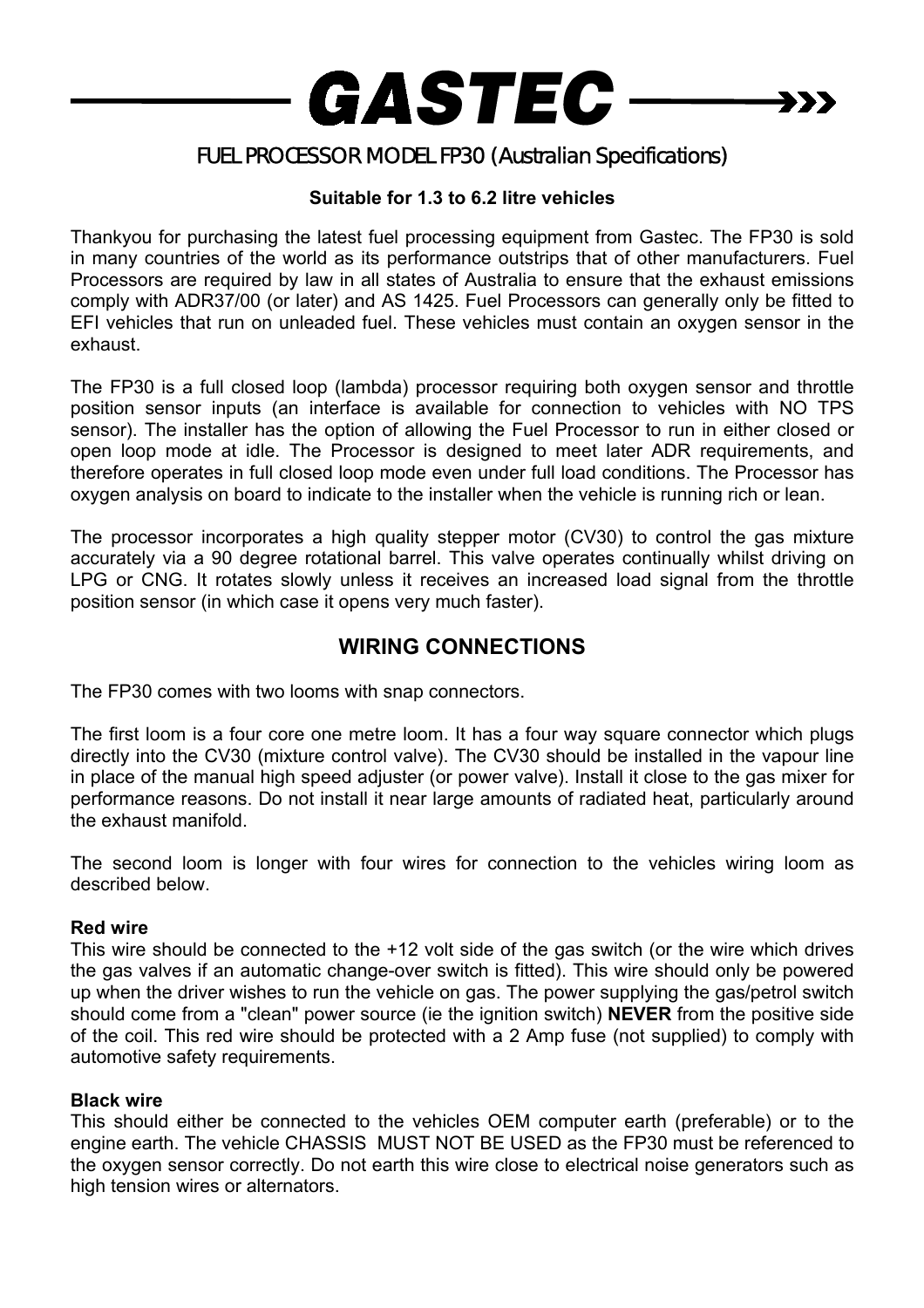# GASTEC

## FUEL PROCESSOR MODEL FP30 (Australian Specifications)

**Suitable for 1.3 to 6.2 litre vehicles**

Thankyou for purchasing the latest fuel processing equipment from Gastec. The FP30 is sold in many countries of the world as its performance outstrips that of other manufacturers. Fuel Processors are required by law in all states of Australia to ensure that the exhaust emissions comply with ADR37/00 (or later) and AS 1425. Fuel Processors can generally only be fitted to EFI vehicles that run on unleaded fuel. These vehicles must contain an oxygen sensor in the exhaust.

The FP30 is a full closed loop (lambda) processor requiring both oxygen sensor and throttle position sensor inputs (an interface is available for connection to vehicles with NO TPS sensor). The installer has the option of allowing the Fuel Processor to run in either closed or open loop mode at idle. The Processor is designed to meet later ADR requirements, and therefore operates in full closed loop mode even under full load conditions. The Processor has oxygen analysis on board to indicate to the installer when the vehicle is running rich or lean.

The processor incorporates a high quality stepper motor (CV30) to control the gas mixture accurately via a 90 degree rotational barrel. This valve operates continually whilst driving on LPG or CNG. It rotates slowly unless it receives an increased load signal from the throttle position sensor (in which case it opens very much faster).

## WIRING CONNECTIONS

The FP30 comes with two looms with snap connectors.

The first loom is a four core one metre loom. It has a four way square connector which plugs directly into the CV30 (mixture control valve). The CV30 should be installed in the vapour line in place of the manual high speed adjuster (or power valve). Install it close to the gas mixer for performance reasons. Do not install it near large amounts of radiated heat, particularly around the exhaust manifold.

The second loom is longer with four wires for connection to the vehicles wiring loom as described below.

**Red wire**
This wire should be connected to the +12 volt side of the gas switch (or the wire which drives the gas valves if an automatic change-over switch is fitted). This wire should only be powered up when the driver wishes to run the vehicle on gas. The power supplying the gas/petrol switch should come from a "clean" power source (ie the ignition switch) **NEVER** from the positive side of the coil. This red wire should be protected with a 2 Amp fuse (not supplied) to comply with automotive safety requirements.

**Black wire**
This should either be connected to the vehicles OEM computer earth (preferable) or to the engine earth. The vehicle CHASSIS MUST NOT BE USED as the FP30 must be referenced to the oxygen sensor correctly. Do not earth this wire close to electrical noise generators such as high tension wires or alternators.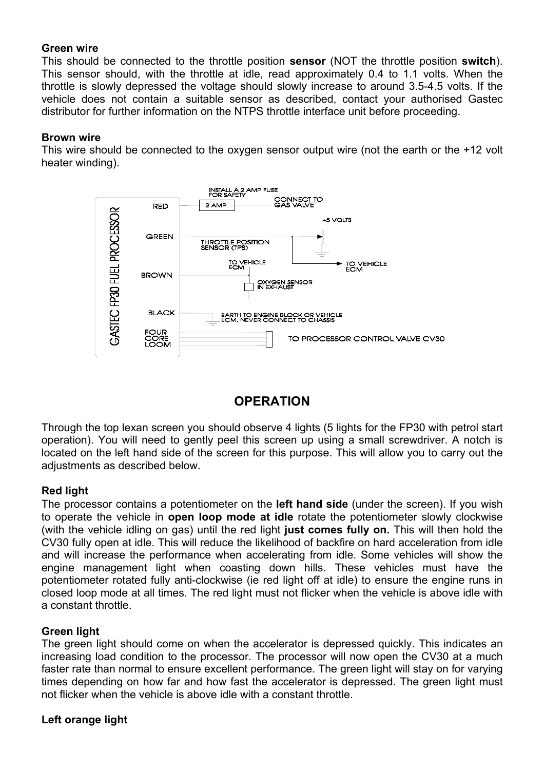**Green wire**

This should be connected to the throttle position **sensor** (NOT the throttle position **switch**). This sensor should, with the throttle at idle, read approximately 0.4 to 1.1 volts. When the throttle is slowly depressed the voltage should slowly increase to around 3.5-4.5 volts. If the vehicle does not contain a suitable sensor as described, contact your authorised Gastec distributor for further information on the NTPS throttle interface unit before proceeding.

**Brown wire**

This wire should be connected to the oxygen sensor output wire (not the earth or the +12 volt heater winding).

GASTEC FP30 FUEL PROCESSOR

RED — 2 AMP — INSTALL A 2 AMP FUSE FOR SAFETY — CONNECT TO GAS VALVE

GREEN — THROTTLE POSITION SENSOR (TPS) — +5 VOLTS — TO VEHICLE ECM

BROWN — TO VEHICLE ECM — OXYGEN SENSOR IN EXHAUST

BLACK — EARTH TO ENGINE BLOCK OR VEHICLE ECM. NEVER CONNECT TO CHASSIS

FOUR CORE LOOM — TO PROCESSOR CONTROL VALVE CV30

## OPERATION

Through the top lexan screen you should observe 4 lights (5 lights for the FP30 with petrol start operation). You will need to gently peel this screen up using a small screwdriver. A notch is located on the left hand side of the screen for this purpose. This will allow you to carry out the adjustments as described below.

**Red light**

The processor contains a potentiometer on the **left hand side** (under the screen). If you wish to operate the vehicle in **open loop mode at idle** rotate the potentiometer slowly clockwise (with the vehicle idling on gas) until the red light **just comes fully on.** This will then hold the CV30 fully open at idle. This will reduce the likelihood of backfire on hard acceleration from idle and will increase the performance when accelerating from idle. Some vehicles will show the engine management light when coasting down hills. These vehicles must have the potentiometer rotated fully anti-clockwise (ie red light off at idle) to ensure the engine runs in closed loop mode at all times. The red light must not flicker when the vehicle is above idle with a constant throttle.

**Green light**

The green light should come on when the accelerator is depressed quickly. This indicates an increasing load condition to the processor. The processor will now open the CV30 at a much faster rate than normal to ensure excellent performance. The green light will stay on for varying times depending on how far and how fast the accelerator is depressed. The green light must not flicker when the vehicle is above idle with a constant throttle.

**Left orange light**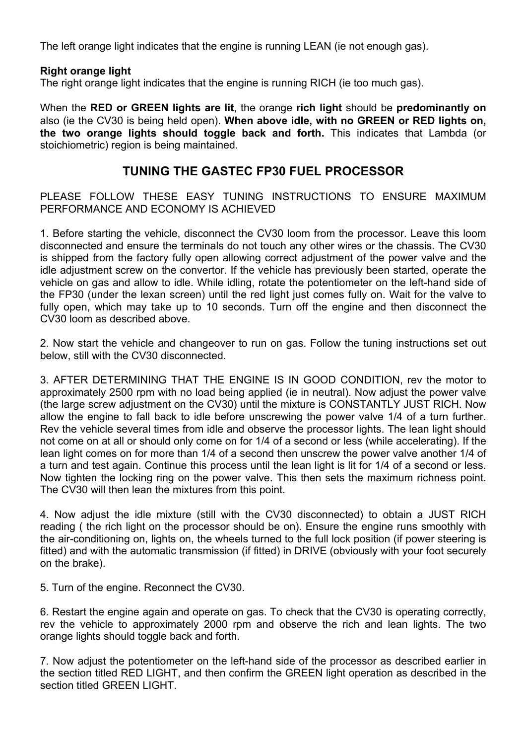The left orange light indicates that the engine is running LEAN (ie not enough gas).

**Right orange light**
The right orange light indicates that the engine is running RICH (ie too much gas).

When the **RED or GREEN lights are lit**, the orange **rich light** should be **predominantly on** also (ie the CV30 is being held open). **When above idle, with no GREEN or RED lights on, the two orange lights should toggle back and forth.** This indicates that Lambda (or stoichiometric) region is being maintained.

## TUNING THE GASTEC FP30 FUEL PROCESSOR

PLEASE FOLLOW THESE EASY TUNING INSTRUCTIONS TO ENSURE MAXIMUM PERFORMANCE AND ECONOMY IS ACHIEVED

1. Before starting the vehicle, disconnect the CV30 loom from the processor. Leave this loom disconnected and ensure the terminals do not touch any other wires or the chassis. The CV30 is shipped from the factory fully open allowing correct adjustment of the power valve and the idle adjustment screw on the convertor. If the vehicle has previously been started, operate the vehicle on gas and allow to idle. While idling, rotate the potentiometer on the left-hand side of the FP30 (under the lexan screen) until the red light just comes fully on. Wait for the valve to fully open, which may take up to 10 seconds. Turn off the engine and then disconnect the CV30 loom as described above.

2. Now start the vehicle and changeover to run on gas. Follow the tuning instructions set out below, still with the CV30 disconnected.

3. AFTER DETERMINING THAT THE ENGINE IS IN GOOD CONDITION, rev the motor to approximately 2500 rpm with no load being applied (ie in neutral). Now adjust the power valve (the large screw adjustment on the CV30) until the mixture is CONSTANTLY JUST RICH. Now allow the engine to fall back to idle before unscrewing the power valve 1/4 of a turn further. Rev the vehicle several times from idle and observe the processor lights. The lean light should not come on at all or should only come on for 1/4 of a second or less (while accelerating). If the lean light comes on for more than 1/4 of a second then unscrew the power valve another 1/4 of a turn and test again. Continue this process until the lean light is lit for 1/4 of a second or less. Now tighten the locking ring on the power valve. This then sets the maximum richness point. The CV30 will then lean the mixtures from this point.

4. Now adjust the idle mixture (still with the CV30 disconnected) to obtain a JUST RICH reading ( the rich light on the processor should be on). Ensure the engine runs smoothly with the air-conditioning on, lights on, the wheels turned to the full lock position (if power steering is fitted) and with the automatic transmission (if fitted) in DRIVE (obviously with your foot securely on the brake).

5. Turn of the engine. Reconnect the CV30.

6. Restart the engine again and operate on gas. To check that the CV30 is operating correctly, rev the vehicle to approximately 2000 rpm and observe the rich and lean lights. The two orange lights should toggle back and forth.

7. Now adjust the potentiometer on the left-hand side of the processor as described earlier in the section titled RED LIGHT, and then confirm the GREEN light operation as described in the section titled GREEN LIGHT.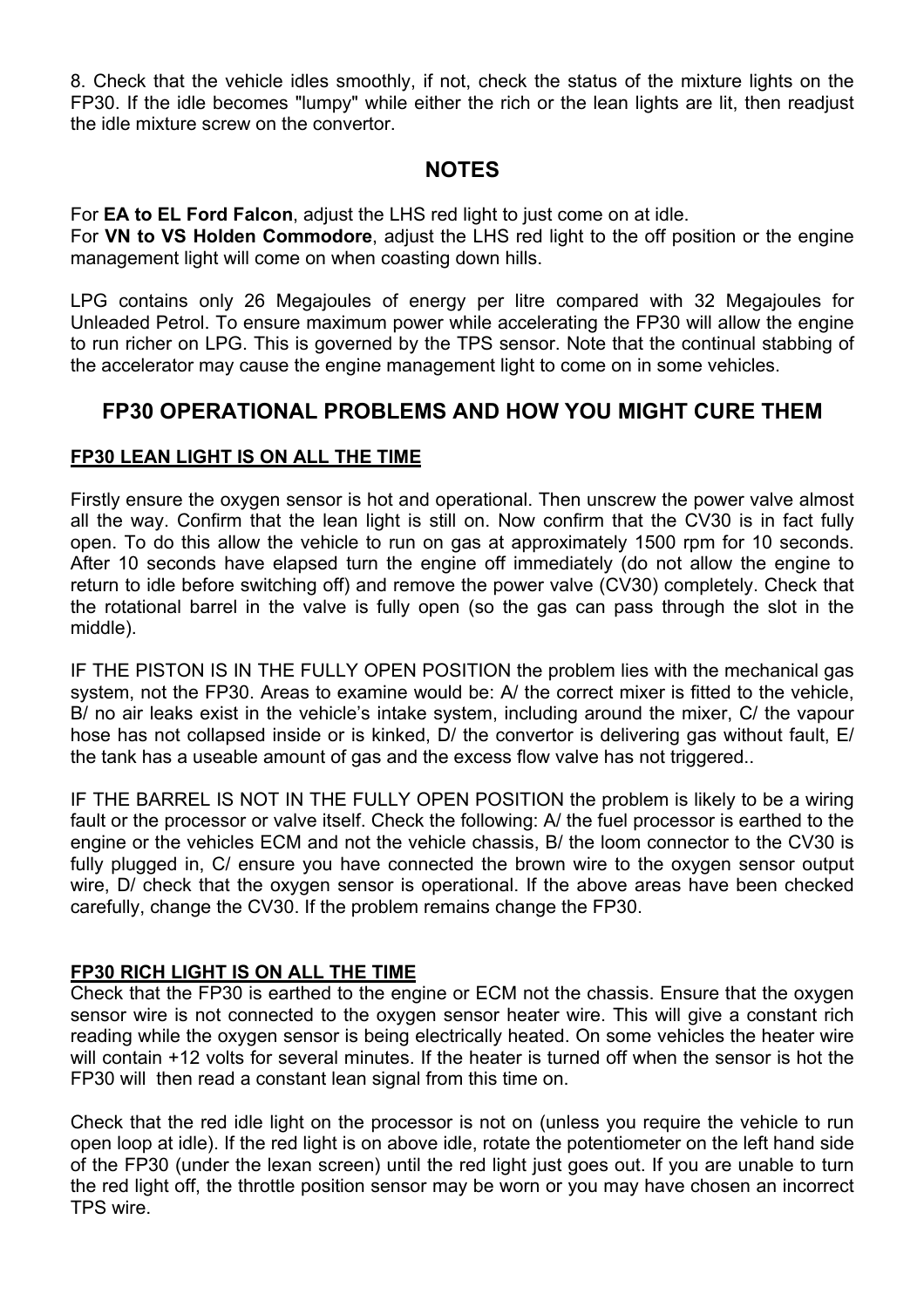8. Check that the vehicle idles smoothly, if not, check the status of the mixture lights on the FP30. If the idle becomes "lumpy" while either the rich or the lean lights are lit, then readjust the idle mixture screw on the convertor.

## NOTES

For **EA to EL Ford Falcon**, adjust the LHS red light to just come on at idle.
For **VN to VS Holden Commodore**, adjust the LHS red light to the off position or the engine management light will come on when coasting down hills.

LPG contains only 26 Megajoules of energy per litre compared with 32 Megajoules for Unleaded Petrol. To ensure maximum power while accelerating the FP30 will allow the engine to run richer on LPG. This is governed by the TPS sensor. Note that the continual stabbing of the accelerator may cause the engine management light to come on in some vehicles.

## FP30 OPERATIONAL PROBLEMS AND HOW YOU MIGHT CURE THEM

### FP30 LEAN LIGHT IS ON ALL THE TIME

Firstly ensure the oxygen sensor is hot and operational. Then unscrew the power valve almost all the way. Confirm that the lean light is still on. Now confirm that the CV30 is in fact fully open. To do this allow the vehicle to run on gas at approximately 1500 rpm for 10 seconds. After 10 seconds have elapsed turn the engine off immediately (do not allow the engine to return to idle before switching off) and remove the power valve (CV30) completely. Check that the rotational barrel in the valve is fully open (so the gas can pass through the slot in the middle).

IF THE PISTON IS IN THE FULLY OPEN POSITION the problem lies with the mechanical gas system, not the FP30. Areas to examine would be: A/ the correct mixer is fitted to the vehicle, B/ no air leaks exist in the vehicle's intake system, including around the mixer, C/ the vapour hose has not collapsed inside or is kinked, D/ the convertor is delivering gas without fault, E/ the tank has a useable amount of gas and the excess flow valve has not triggered..

IF THE BARREL IS NOT IN THE FULLY OPEN POSITION the problem is likely to be a wiring fault or the processor or valve itself. Check the following: A/ the fuel processor is earthed to the engine or the vehicles ECM and not the vehicle chassis, B/ the loom connector to the CV30 is fully plugged in, C/ ensure you have connected the brown wire to the oxygen sensor output wire, D/ check that the oxygen sensor is operational. If the above areas have been checked carefully, change the CV30. If the problem remains change the FP30.

### FP30 RICH LIGHT IS ON ALL THE TIME

Check that the FP30 is earthed to the engine or ECM not the chassis. Ensure that the oxygen sensor wire is not connected to the oxygen sensor heater wire. This will give a constant rich reading while the oxygen sensor is being electrically heated. On some vehicles the heater wire will contain +12 volts for several minutes. If the heater is turned off when the sensor is hot the FP30 will then read a constant lean signal from this time on.

Check that the red idle light on the processor is not on (unless you require the vehicle to run open loop at idle). If the red light is on above idle, rotate the potentiometer on the left hand side of the FP30 (under the lexan screen) until the red light just goes out. If you are unable to turn the red light off, the throttle position sensor may be worn or you may have chosen an incorrect TPS wire.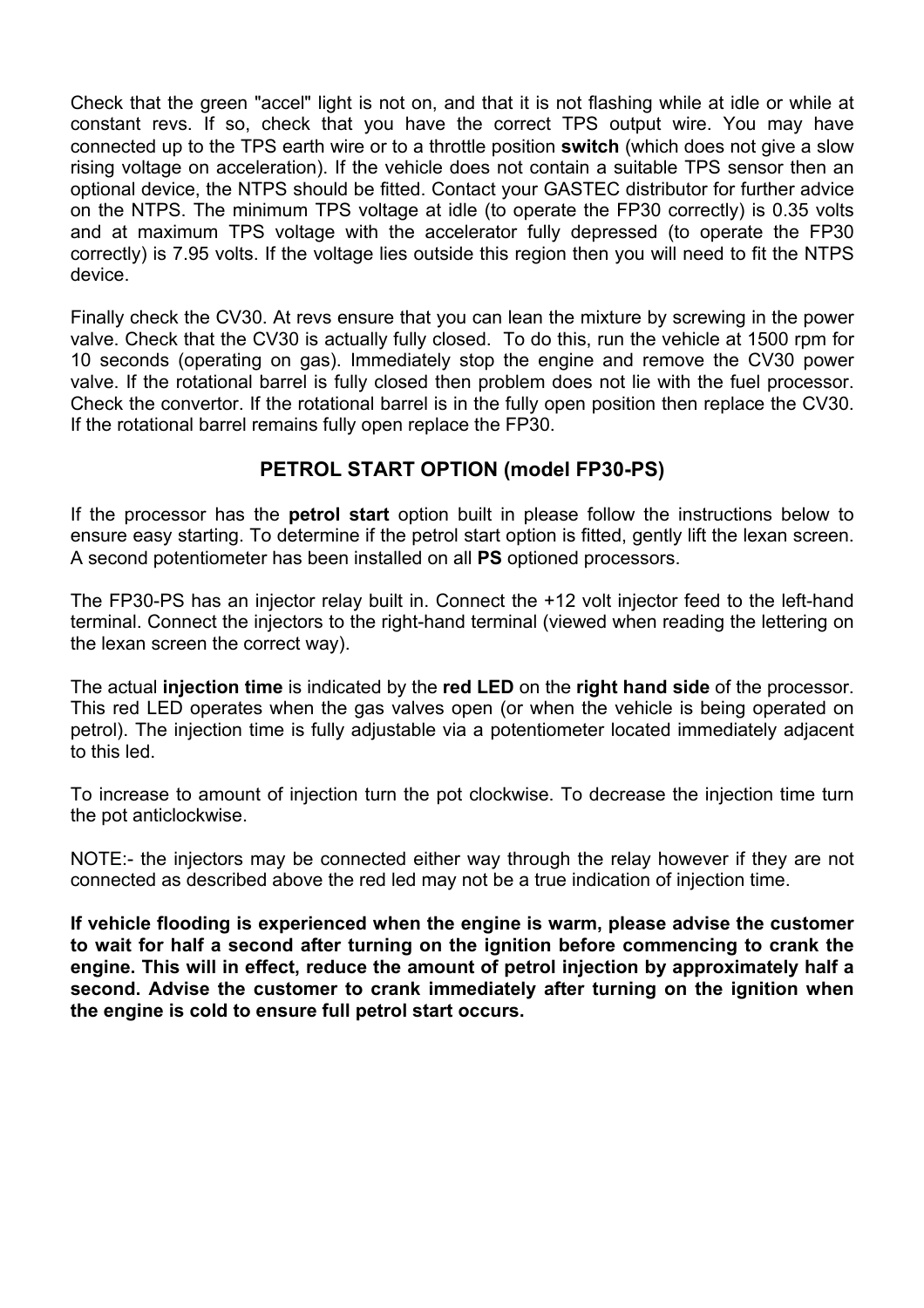Check that the green "accel" light is not on, and that it is not flashing while at idle or while at constant revs. If so, check that you have the correct TPS output wire. You may have connected up to the TPS earth wire or to a throttle position **switch** (which does not give a slow rising voltage on acceleration). If the vehicle does not contain a suitable TPS sensor then an optional device, the NTPS should be fitted. Contact your GASTEC distributor for further advice on the NTPS. The minimum TPS voltage at idle (to operate the FP30 correctly) is 0.35 volts and at maximum TPS voltage with the accelerator fully depressed (to operate the FP30 correctly) is 7.95 volts. If the voltage lies outside this region then you will need to fit the NTPS device.

Finally check the CV30. At revs ensure that you can lean the mixture by screwing in the power valve. Check that the CV30 is actually fully closed. To do this, run the vehicle at 1500 rpm for 10 seconds (operating on gas). Immediately stop the engine and remove the CV30 power valve. If the rotational barrel is fully closed then problem does not lie with the fuel processor. Check the convertor. If the rotational barrel is in the fully open position then replace the CV30. If the rotational barrel remains fully open replace the FP30.

## PETROL START OPTION (model FP30-PS)

If the processor has the **petrol start** option built in please follow the instructions below to ensure easy starting. To determine if the petrol start option is fitted, gently lift the lexan screen. A second potentiometer has been installed on all **PS** optioned processors.

The FP30-PS has an injector relay built in. Connect the +12 volt injector feed to the left-hand terminal. Connect the injectors to the right-hand terminal (viewed when reading the lettering on the lexan screen the correct way).

The actual **injection time** is indicated by the **red LED** on the **right hand side** of the processor. This red LED operates when the gas valves open (or when the vehicle is being operated on petrol). The injection time is fully adjustable via a potentiometer located immediately adjacent to this led.

To increase to amount of injection turn the pot clockwise. To decrease the injection time turn the pot anticlockwise.

NOTE:- the injectors may be connected either way through the relay however if they are not connected as described above the red led may not be a true indication of injection time.

**If vehicle flooding is experienced when the engine is warm, please advise the customer to wait for half a second after turning on the ignition before commencing to crank the engine. This will in effect, reduce the amount of petrol injection by approximately half a second. Advise the customer to crank immediately after turning on the ignition when the engine is cold to ensure full petrol start occurs.**